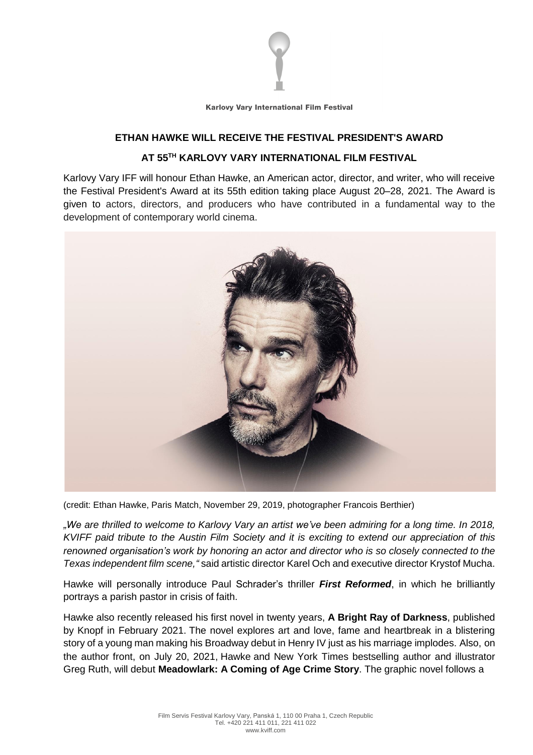Karlovy Vary International Film Festival

## ETHAN HAWKE WILL RECEIVE THE FESTIVAL PRESIDENT'S AWARD

## AT 55TH KARLOVY VARY INTERNATIONAL FILM FESTIVAL

Karlovy Vary IFF will honour Ethan Hawke, an American actor, director, and writer, who will receive the Festival President's Award at its 55th edition taking place August 20–28, 2021. The Award is given to actors, directors, and producers who have contributed in a fundamental way to the development of contemporary world cinema.

(credit: Ethan Hawke, Paris Match, November 29, 2019, photographer Francois Berthier)

*„We are thrilled to welcome to Karlovy Vary an artist we've been admiring for a long time. In 2018, KVIFF paid tribute to the Austin Film Society and it is exciting to extend our appreciation of this renowned organisation's work by honoring an actor and director who is so closely connected to the Texas independent film scene,"* said artistic director Karel Och and executive director Krystof Mucha.

Hawke will personally introduce Paul Schrader's thriller ***First Reformed***, in which he brilliantly portrays a parish pastor in crisis of faith.

Hawke also recently released his first novel in twenty years, **A Bright Ray of Darkness**, published by Knopf in February 2021. The novel explores art and love, fame and heartbreak in a blistering story of a young man making his Broadway debut in Henry IV just as his marriage implodes. Also, on the author front, on July 20, 2021, Hawke and New York Times bestselling author and illustrator Greg Ruth, will debut **Meadowlark: A Coming of Age Crime Story**. The graphic novel follows a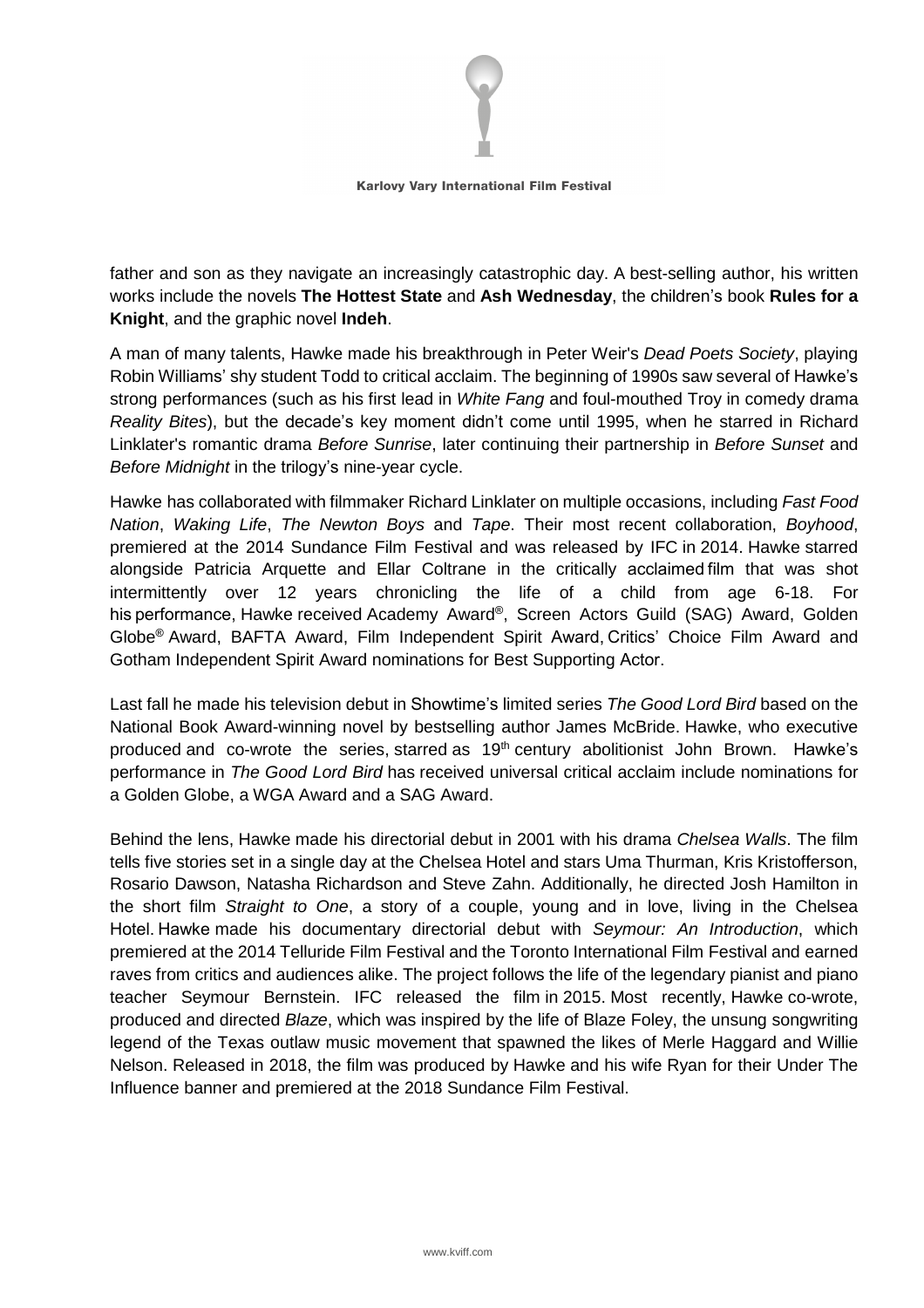father and son as they navigate an increasingly catastrophic day. A best-selling author, his written works include the novels **The Hottest State** and **Ash Wednesday**, the children's book **Rules for a Knight**, and the graphic novel **Indeh**.

A man of many talents, Hawke made his breakthrough in Peter Weir's *Dead Poets Society*, playing Robin Williams' shy student Todd to critical acclaim. The beginning of 1990s saw several of Hawke's strong performances (such as his first lead in *White Fang* and foul-mouthed Troy in comedy drama *Reality Bites*), but the decade's key moment didn't come until 1995, when he starred in Richard Linklater's romantic drama *Before Sunrise*, later continuing their partnership in *Before Sunset* and *Before Midnight* in the trilogy's nine-year cycle.

Hawke has collaborated with filmmaker Richard Linklater on multiple occasions, including *Fast Food Nation*, *Waking Life*, *The Newton Boys* and *Tape*. Their most recent collaboration, *Boyhood*, premiered at the 2014 Sundance Film Festival and was released by IFC in 2014. Hawke starred alongside Patricia Arquette and Ellar Coltrane in the critically acclaimed film that was shot intermittently over 12 years chronicling the life of a child from age 6-18. For his performance, Hawke received Academy Award®, Screen Actors Guild (SAG) Award, Golden Globe® Award, BAFTA Award, Film Independent Spirit Award, Critics' Choice Film Award and Gotham Independent Spirit Award nominations for Best Supporting Actor.

Last fall he made his television debut in Showtime's limited series *The Good Lord Bird* based on the National Book Award-winning novel by bestselling author James McBride. Hawke, who executive produced and co-wrote the series, starred as 19th century abolitionist John Brown. Hawke's performance in *The Good Lord Bird* has received universal critical acclaim include nominations for a Golden Globe, a WGA Award and a SAG Award.

Behind the lens, Hawke made his directorial debut in 2001 with his drama *Chelsea Walls*. The film tells five stories set in a single day at the Chelsea Hotel and stars Uma Thurman, Kris Kristofferson, Rosario Dawson, Natasha Richardson and Steve Zahn. Additionally, he directed Josh Hamilton in the short film *Straight to One*, a story of a couple, young and in love, living in the Chelsea Hotel. Hawke made his documentary directorial debut with *Seymour: An Introduction*, which premiered at the 2014 Telluride Film Festival and the Toronto International Film Festival and earned raves from critics and audiences alike. The project follows the life of the legendary pianist and piano teacher Seymour Bernstein. IFC released the film in 2015. Most recently, Hawke co-wrote, produced and directed *Blaze*, which was inspired by the life of Blaze Foley, the unsung songwriting legend of the Texas outlaw music movement that spawned the likes of Merle Haggard and Willie Nelson. Released in 2018, the film was produced by Hawke and his wife Ryan for their Under The Influence banner and premiered at the 2018 Sundance Film Festival.